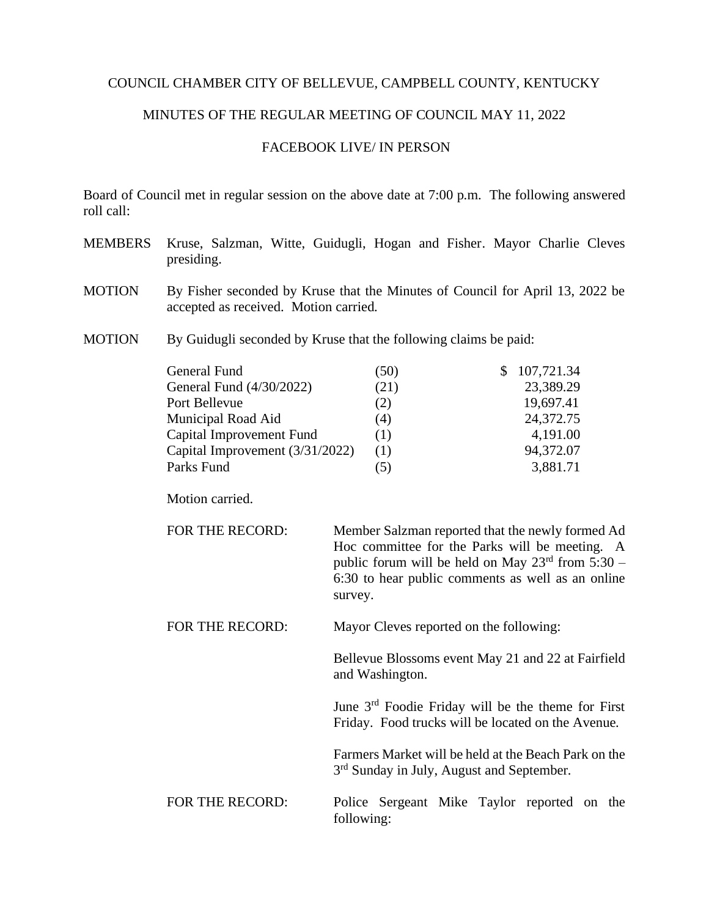COUNCIL CHAMBER CITY OF BELLEVUE, CAMPBELL COUNTY, KENTUCKY

MINUTES OF THE REGULAR MEETING OF COUNCIL MAY 11, 2022

FACEBOOK LIVE/ IN PERSON

Board of Council met in regular session on the above date at 7:00 p.m. The following answered roll call:

MEMBERS Kruse, Salzman, Witte, Guidugli, Hogan and Fisher. Mayor Charlie Cleves presiding.

MOTION By Fisher seconded by Kruse that the Minutes of Council for April 13, 2022 be accepted as received. Motion carried.

MOTION By Guidugli seconded by Kruse that the following claims be paid:

| | | |
|---|---|---|
| General Fund | (50) | $ 107,721.34 |
| General Fund (4/30/2022) | (21) | 23,389.29 |
| Port Bellevue | (2) | 19,697.41 |
| Municipal Road Aid | (4) | 24,372.75 |
| Capital Improvement Fund | (1) | 4,191.00 |
| Capital Improvement (3/31/2022) | (1) | 94,372.07 |
| Parks Fund | (5) | 3,881.71 |

Motion carried.

FOR THE RECORD: Member Salzman reported that the newly formed Ad Hoc committee for the Parks will be meeting. A public forum will be held on May 23rd from 5:30 – 6:30 to hear public comments as well as an online survey.

FOR THE RECORD: Mayor Cleves reported on the following:

Bellevue Blossoms event May 21 and 22 at Fairfield and Washington.

June 3rd Foodie Friday will be the theme for First Friday. Food trucks will be located on the Avenue.

Farmers Market will be held at the Beach Park on the 3rd Sunday in July, August and September.

FOR THE RECORD: Police Sergeant Mike Taylor reported on the following: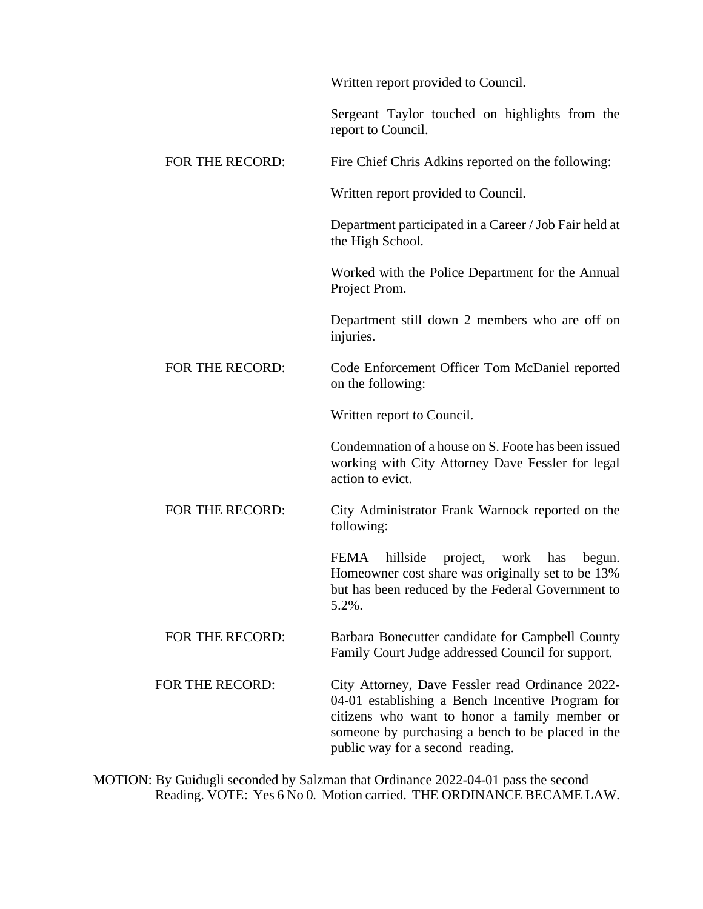Written report provided to Council.

Sergeant Taylor touched on highlights from the report to Council.

FOR THE RECORD: Fire Chief Chris Adkins reported on the following:

Written report provided to Council.

Department participated in a Career / Job Fair held at the High School.

Worked with the Police Department for the Annual Project Prom.

Department still down 2 members who are off on injuries.

FOR THE RECORD: Code Enforcement Officer Tom McDaniel reported on the following:

Written report to Council.

Condemnation of a house on S. Foote has been issued working with City Attorney Dave Fessler for legal action to evict.

FOR THE RECORD: City Administrator Frank Warnock reported on the following:

FEMA hillside project, work has begun. Homeowner cost share was originally set to be 13% but has been reduced by the Federal Government to 5.2%.

FOR THE RECORD: Barbara Bonecutter candidate for Campbell County Family Court Judge addressed Council for support.

FOR THE RECORD: City Attorney, Dave Fessler read Ordinance 2022-04-01 establishing a Bench Incentive Program for citizens who want to honor a family member or someone by purchasing a bench to be placed in the public way for a second reading.

MOTION: By Guidugli seconded by Salzman that Ordinance 2022-04-01 pass the second Reading. VOTE: Yes 6 No 0. Motion carried. THE ORDINANCE BECAME LAW.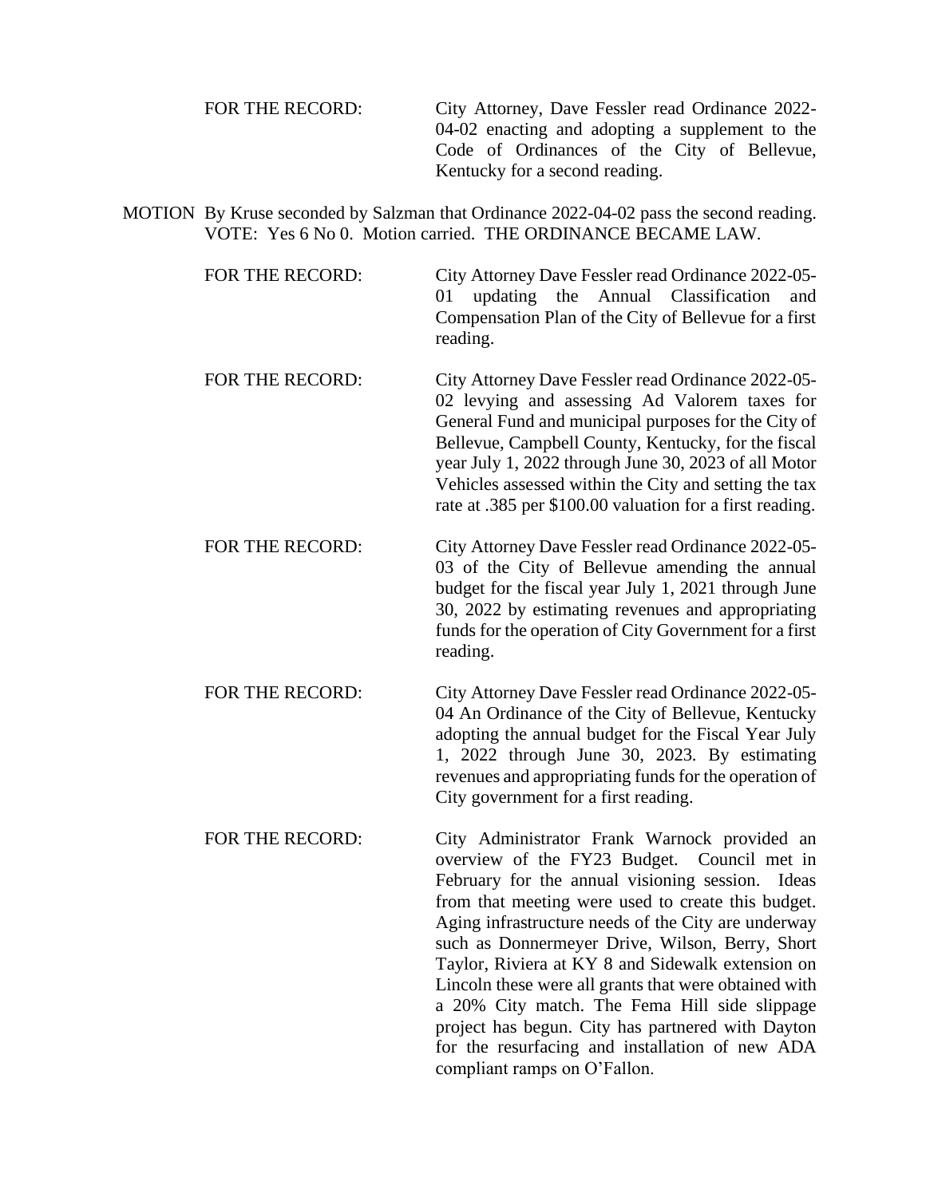FOR THE RECORD: City Attorney, Dave Fessler read Ordinance 2022-04-02 enacting and adopting a supplement to the Code of Ordinances of the City of Bellevue, Kentucky for a second reading.

MOTION By Kruse seconded by Salzman that Ordinance 2022-04-02 pass the second reading. VOTE: Yes 6 No 0. Motion carried. THE ORDINANCE BECAME LAW.

FOR THE RECORD: City Attorney Dave Fessler read Ordinance 2022-05-01 updating the Annual Classification and Compensation Plan of the City of Bellevue for a first reading.

FOR THE RECORD: City Attorney Dave Fessler read Ordinance 2022-05-02 levying and assessing Ad Valorem taxes for General Fund and municipal purposes for the City of Bellevue, Campbell County, Kentucky, for the fiscal year July 1, 2022 through June 30, 2023 of all Motor Vehicles assessed within the City and setting the tax rate at .385 per $100.00 valuation for a first reading.

FOR THE RECORD: City Attorney Dave Fessler read Ordinance 2022-05-03 of the City of Bellevue amending the annual budget for the fiscal year July 1, 2021 through June 30, 2022 by estimating revenues and appropriating funds for the operation of City Government for a first reading.

FOR THE RECORD: City Attorney Dave Fessler read Ordinance 2022-05-04 An Ordinance of the City of Bellevue, Kentucky adopting the annual budget for the Fiscal Year July 1, 2022 through June 30, 2023. By estimating revenues and appropriating funds for the operation of City government for a first reading.

FOR THE RECORD: City Administrator Frank Warnock provided an overview of the FY23 Budget. Council met in February for the annual visioning session. Ideas from that meeting were used to create this budget. Aging infrastructure needs of the City are underway such as Donnermeyer Drive, Wilson, Berry, Short Taylor, Riviera at KY 8 and Sidewalk extension on Lincoln these were all grants that were obtained with a 20% City match. The Fema Hill side slippage project has begun. City has partnered with Dayton for the resurfacing and installation of new ADA compliant ramps on O'Fallon.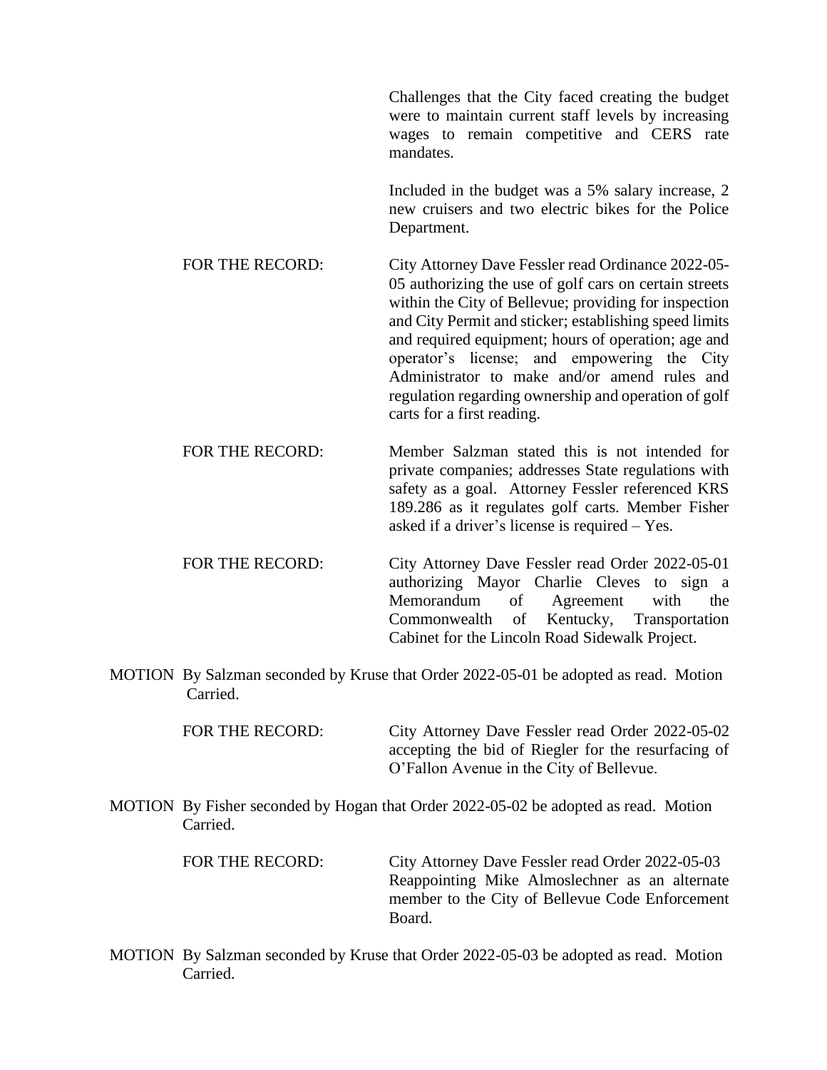Challenges that the City faced creating the budget were to maintain current staff levels by increasing wages to remain competitive and CERS rate mandates.

Included in the budget was a 5% salary increase, 2 new cruisers and two electric bikes for the Police Department.

FOR THE RECORD: City Attorney Dave Fessler read Ordinance 2022-05-05 authorizing the use of golf cars on certain streets within the City of Bellevue; providing for inspection and City Permit and sticker; establishing speed limits and required equipment; hours of operation; age and operator's license; and empowering the City Administrator to make and/or amend rules and regulation regarding ownership and operation of golf carts for a first reading.

FOR THE RECORD: Member Salzman stated this is not intended for private companies; addresses State regulations with safety as a goal. Attorney Fessler referenced KRS 189.286 as it regulates golf carts. Member Fisher asked if a driver's license is required – Yes.

FOR THE RECORD: City Attorney Dave Fessler read Order 2022-05-01 authorizing Mayor Charlie Cleves to sign a Memorandum of Agreement with the Commonwealth of Kentucky, Transportation Cabinet for the Lincoln Road Sidewalk Project.

MOTION By Salzman seconded by Kruse that Order 2022-05-01 be adopted as read. Motion Carried.

FOR THE RECORD: City Attorney Dave Fessler read Order 2022-05-02 accepting the bid of Riegler for the resurfacing of O'Fallon Avenue in the City of Bellevue.

MOTION By Fisher seconded by Hogan that Order 2022-05-02 be adopted as read. Motion Carried.

FOR THE RECORD: City Attorney Dave Fessler read Order 2022-05-03 Reappointing Mike Almoslechner as an alternate member to the City of Bellevue Code Enforcement Board.

MOTION By Salzman seconded by Kruse that Order 2022-05-03 be adopted as read. Motion Carried.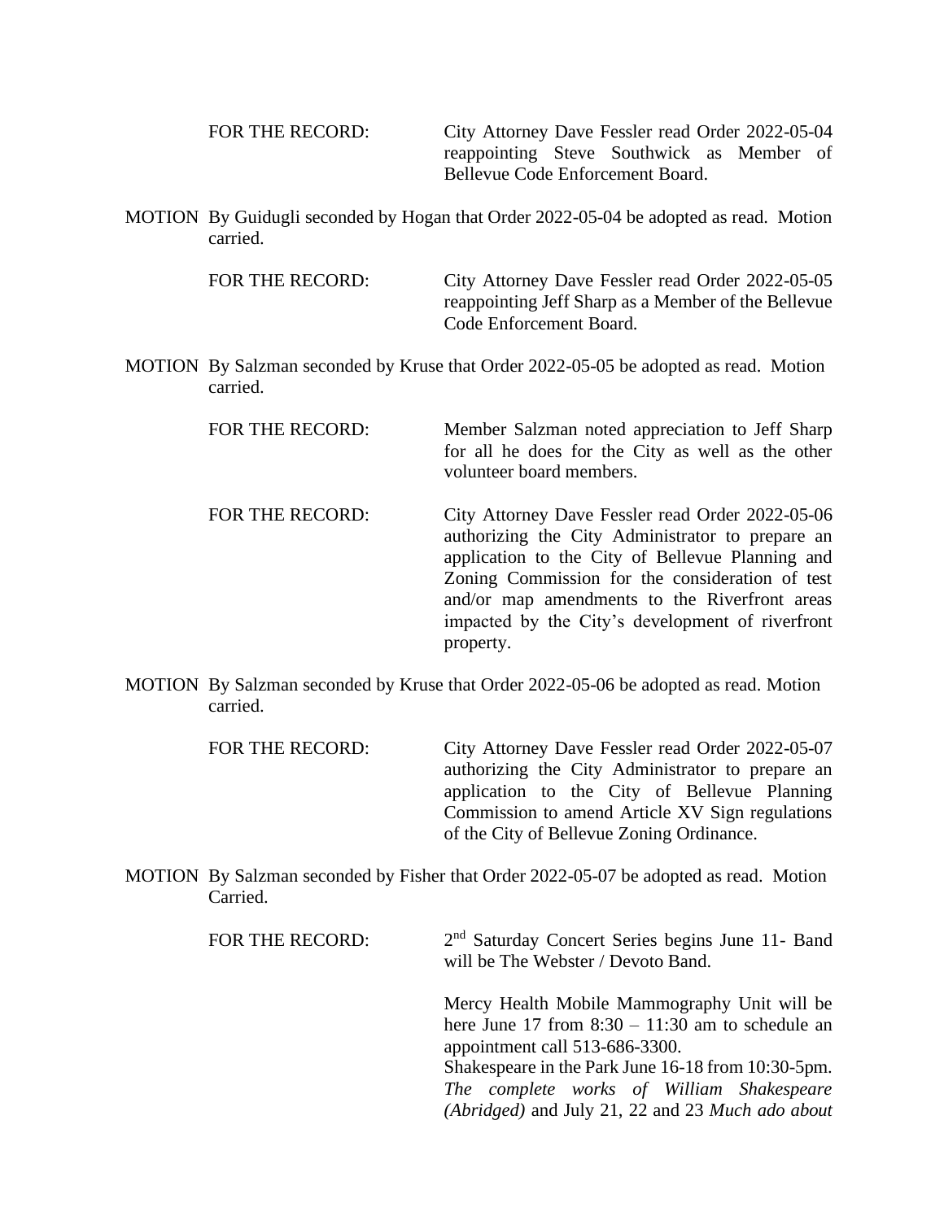FOR THE RECORD: City Attorney Dave Fessler read Order 2022-05-04 reappointing Steve Southwick as Member of Bellevue Code Enforcement Board.

MOTION By Guidugli seconded by Hogan that Order 2022-05-04 be adopted as read. Motion carried.

FOR THE RECORD: City Attorney Dave Fessler read Order 2022-05-05 reappointing Jeff Sharp as a Member of the Bellevue Code Enforcement Board.

MOTION By Salzman seconded by Kruse that Order 2022-05-05 be adopted as read. Motion carried.

FOR THE RECORD: Member Salzman noted appreciation to Jeff Sharp for all he does for the City as well as the other volunteer board members.

FOR THE RECORD: City Attorney Dave Fessler read Order 2022-05-06 authorizing the City Administrator to prepare an application to the City of Bellevue Planning and Zoning Commission for the consideration of test and/or map amendments to the Riverfront areas impacted by the City's development of riverfront property.

MOTION By Salzman seconded by Kruse that Order 2022-05-06 be adopted as read. Motion carried.

FOR THE RECORD: City Attorney Dave Fessler read Order 2022-05-07 authorizing the City Administrator to prepare an application to the City of Bellevue Planning Commission to amend Article XV Sign regulations of the City of Bellevue Zoning Ordinance.

MOTION By Salzman seconded by Fisher that Order 2022-05-07 be adopted as read. Motion Carried.

FOR THE RECORD: 2nd Saturday Concert Series begins June 11- Band will be The Webster / Devoto Band.

Mercy Health Mobile Mammography Unit will be here June 17 from 8:30 – 11:30 am to schedule an appointment call 513-686-3300.
Shakespeare in the Park June 16-18 from 10:30-5pm. *The complete works of William Shakespeare (Abridged)* and July 21, 22 and 23 *Much ado about*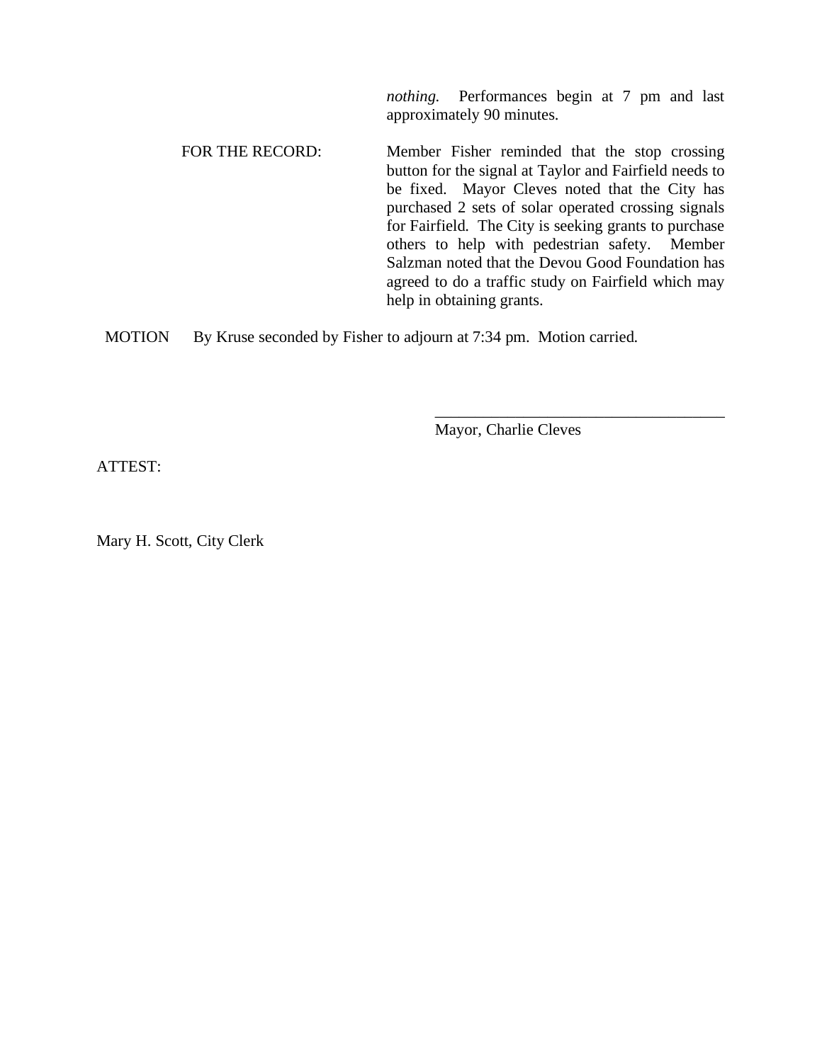*nothing.* Performances begin at 7 pm and last approximately 90 minutes.

FOR THE RECORD: Member Fisher reminded that the stop crossing button for the signal at Taylor and Fairfield needs to be fixed. Mayor Cleves noted that the City has purchased 2 sets of solar operated crossing signals for Fairfield. The City is seeking grants to purchase others to help with pedestrian safety. Member Salzman noted that the Devou Good Foundation has agreed to do a traffic study on Fairfield which may help in obtaining grants.

MOTION By Kruse seconded by Fisher to adjourn at 7:34 pm. Motion carried.

\_\_\_\_\_\_\_\_\_\_\_\_\_\_\_\_\_\_\_\_\_\_\_\_\_\_\_\_\_\_\_\_\_\_\_\_\_\_

Mayor, Charlie Cleves

ATTEST:

Mary H. Scott, City Clerk